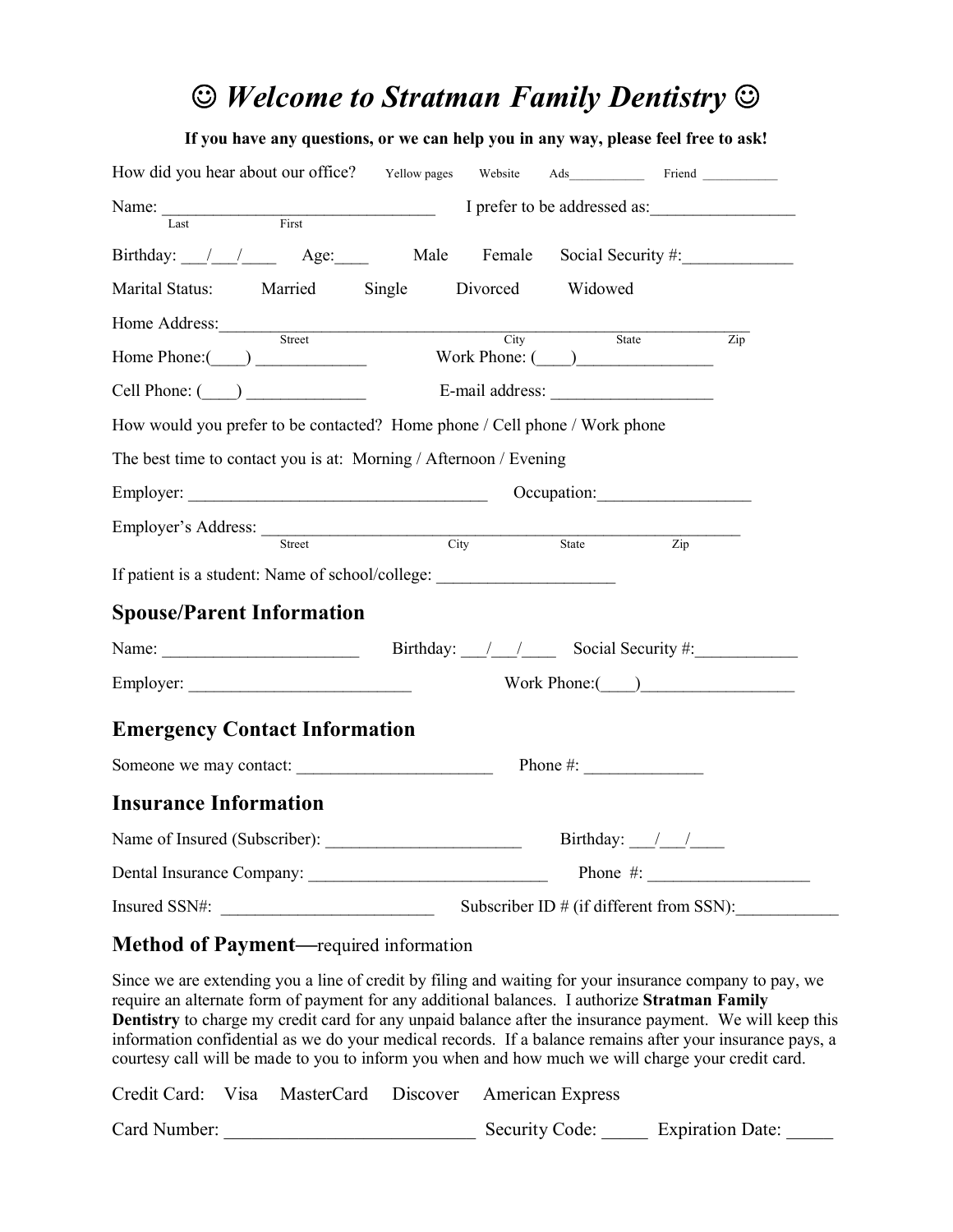# ☺ *Welcome to Stratman Family Dentistry* ☺

**If you have any questions, or we can help you in any way, please feel free to ask!**

How did you hear about our office? Yellow pages Website Ads___________ Friend ___________

Name: ________________________________ I prefer to be addressed as:________________
Last First

Birthday: ___/___/____ Age:____ Male Female Social Security #:____________

Marital Status: Married Single Divorced Widowed

Home Address:_____________________________________________________________
Street City State Zip

Home Phone:(____) ____________ Work Phone: (____)________________

Cell Phone: (____) ______________ E-mail address: __________________

How would you prefer to be contacted? Home phone / Cell phone / Work phone

The best time to contact you is at: Morning / Afternoon / Evening

Employer: ___________________________________ Occupation:_________________

Employer's Address: _____________________________________________________
Street City State Zip

If patient is a student: Name of school/college: ____________________

## Spouse/Parent Information

Name: ______________________ Birthday: ___/___/____ Social Security #:___________

Employer: _________________________ Work Phone:(____)_________________

## Emergency Contact Information

Someone we may contact: ______________________ Phone #: _____________

## Insurance Information

Name of Insured (Subscriber): ______________________ Birthday: ___/___/____

Dental Insurance Company: ____________________________ Phone #: __________________

Insured SSN#: ________________________ Subscriber ID # (if different from SSN):___________

## Method of Payment—required information

Since we are extending you a line of credit by filing and waiting for your insurance company to pay, we require an alternate form of payment for any additional balances. I authorize **Stratman Family Dentistry** to charge my credit card for any unpaid balance after the insurance payment. We will keep this information confidential as we do your medical records. If a balance remains after your insurance pays, a courtesy call will be made to you to inform you when and how much we will charge your credit card.

Credit Card: Visa MasterCard Discover American Express

Card Number: ___________________________ Security Code: _____ Expiration Date: _____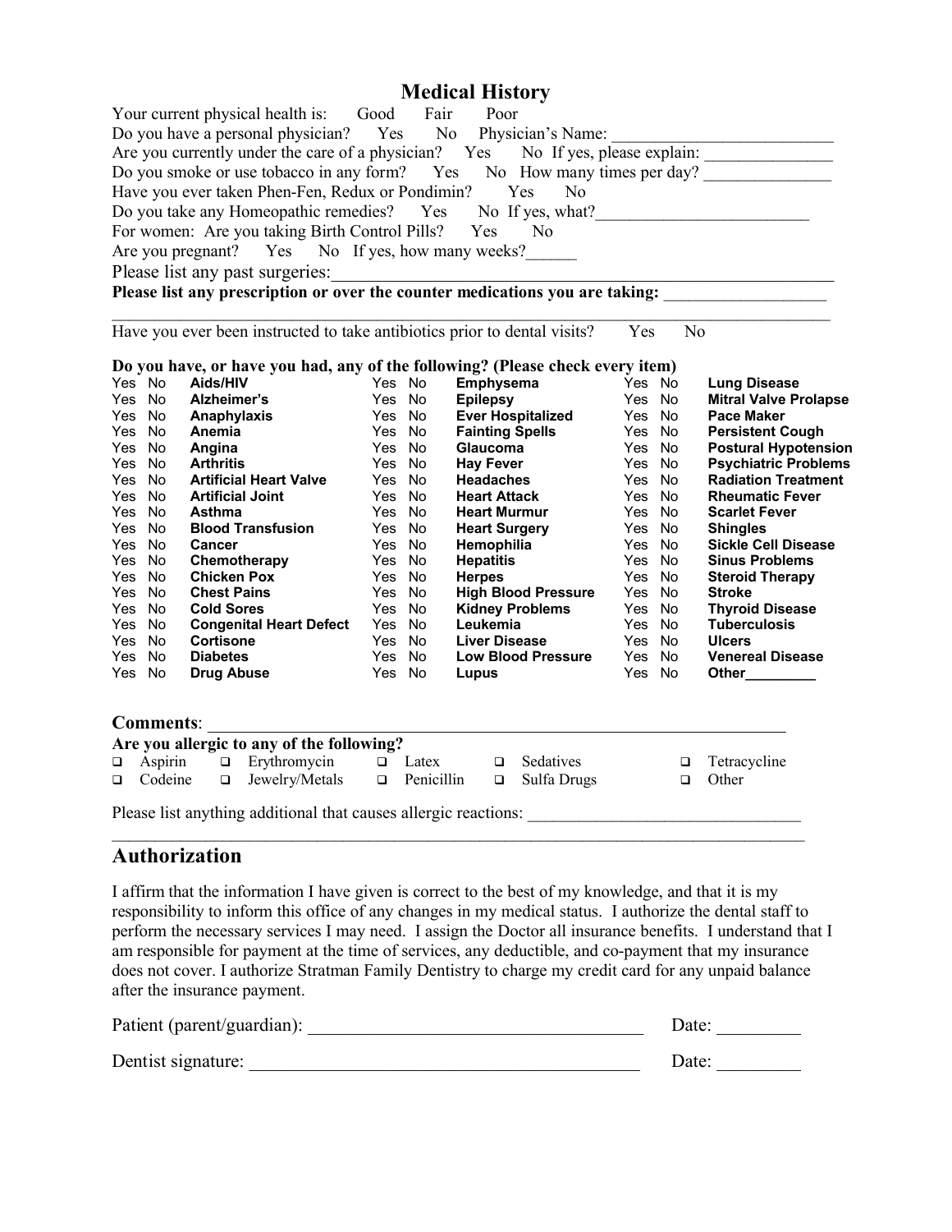# Medical History

Your current physical health is: Good Fair Poor

Do you have a personal physician? Yes No Physician's Name: ___________________________

Are you currently under the care of a physician? Yes No If yes, please explain: _______________

Do you smoke or use tobacco in any form? Yes No How many times per day? _______________

Have you ever taken Phen-Fen, Redux or Pondimin? Yes No

Do you take any Homeopathic remedies? Yes No If yes, what?_________________________

For women: Are you taking Birth Control Pills? Yes No

Are you pregnant? Yes No If yes, how many weeks?______

Please list any past surgeries:_____________________________________________________________

**Please list any prescription or over the counter medications you are taking:** ___________________

_____________________________________________________________________________________

Have you ever been instructed to take antibiotics prior to dental visits? Yes No

**Do you have, or have you had, any of the following? (Please check every item)**

| | | | | | | | | |
|---|---|---|---|---|---|---|---|---|
| Yes | No | **Aids/HIV** | Yes | No | **Emphysema** | Yes | No | **Lung Disease** |
| Yes | No | **Alzheimer's** | Yes | No | **Epilepsy** | Yes | No | **Mitral Valve Prolapse** |
| Yes | No | **Anaphylaxis** | Yes | No | **Ever Hospitalized** | Yes | No | **Pace Maker** |
| Yes | No | **Anemia** | Yes | No | **Fainting Spells** | Yes | No | **Persistent Cough** |
| Yes | No | **Angina** | Yes | No | **Glaucoma** | Yes | No | **Postural Hypotension** |
| Yes | No | **Arthritis** | Yes | No | **Hay Fever** | Yes | No | **Psychiatric Problems** |
| Yes | No | **Artificial Heart Valve** | Yes | No | **Headaches** | Yes | No | **Radiation Treatment** |
| Yes | No | **Artificial Joint** | Yes | No | **Heart Attack** | Yes | No | **Rheumatic Fever** |
| Yes | No | **Asthma** | Yes | No | **Heart Murmur** | Yes | No | **Scarlet Fever** |
| Yes | No | **Blood Transfusion** | Yes | No | **Heart Surgery** | Yes | No | **Shingles** |
| Yes | No | **Cancer** | Yes | No | **Hemophilia** | Yes | No | **Sickle Cell Disease** |
| Yes | No | **Chemotherapy** | Yes | No | **Hepatitis** | Yes | No | **Sinus Problems** |
| Yes | No | **Chicken Pox** | Yes | No | **Herpes** | Yes | No | **Steroid Therapy** |
| Yes | No | **Chest Pains** | Yes | No | **High Blood Pressure** | Yes | No | **Stroke** |
| Yes | No | **Cold Sores** | Yes | No | **Kidney Problems** | Yes | No | **Thyroid Disease** |
| Yes | No | **Congenital Heart Defect** | Yes | No | **Leukemia** | Yes | No | **Tuberculosis** |
| Yes | No | **Cortisone** | Yes | No | **Liver Disease** | Yes | No | **Ulcers** |
| Yes | No | **Diabetes** | Yes | No | **Low Blood Pressure** | Yes | No | **Venereal Disease** |
| Yes | No | **Drug Abuse** | Yes | No | **Lupus** | Yes | No | **Other_________** |

**Comments**: ______________________________________________________________________

**Are you allergic to any of the following?**

- ❑ Aspirin ❑ Erythromycin ❑ Latex ❑ Sedatives ❑ Tetracycline
- ❑ Codeine ❑ Jewelry/Metals ❑ Penicillin ❑ Sulfa Drugs ❑ Other

Please list anything additional that causes allergic reactions: ________________________________

_____________________________________________________________________________________

## Authorization

I affirm that the information I have given is correct to the best of my knowledge, and that it is my responsibility to inform this office of any changes in my medical status. I authorize the dental staff to perform the necessary services I may need. I assign the Doctor all insurance benefits. I understand that I am responsible for payment at the time of services, any deductible, and co-payment that my insurance does not cover. I authorize Stratman Family Dentistry to charge my credit card for any unpaid balance after the insurance payment.

Patient (parent/guardian): ____________________________________ Date: _________

Dentist signature: ___________________________________________ Date: _________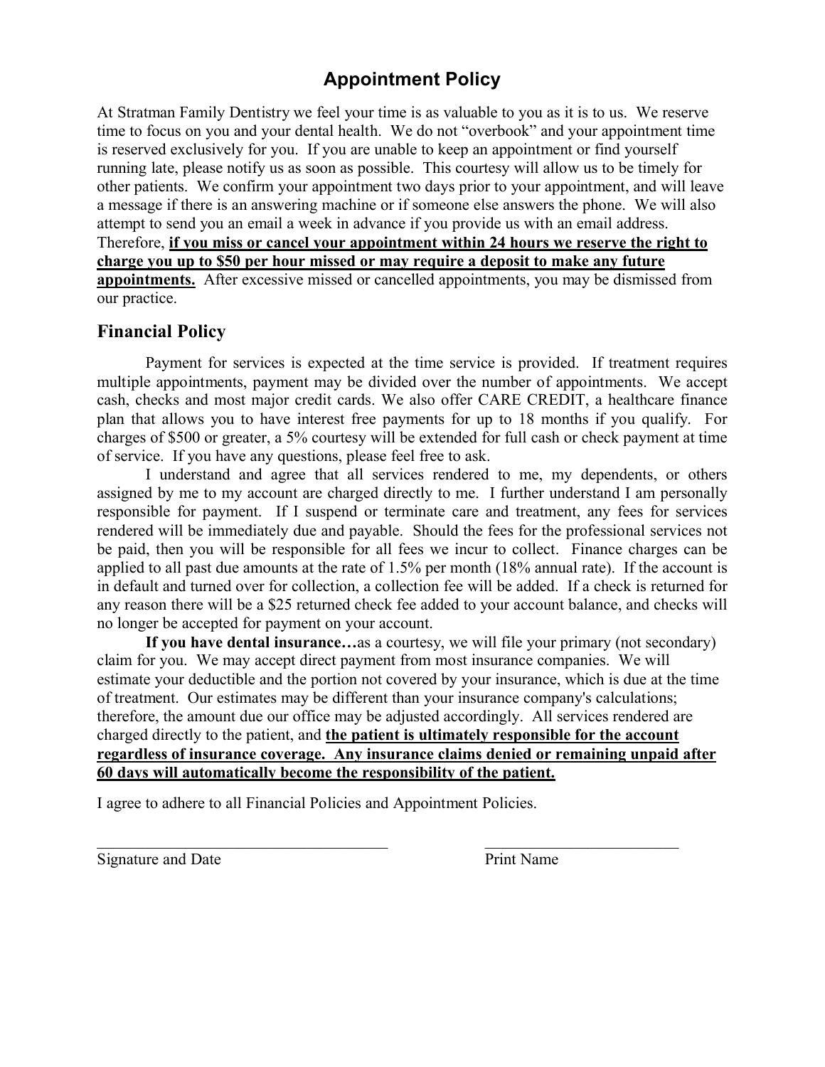# Appointment Policy

At Stratman Family Dentistry we feel your time is as valuable to you as it is to us. We reserve time to focus on you and your dental health. We do not "overbook" and your appointment time is reserved exclusively for you. If you are unable to keep an appointment or find yourself running late, please notify us as soon as possible. This courtesy will allow us to be timely for other patients. We confirm your appointment two days prior to your appointment, and will leave a message if there is an answering machine or if someone else answers the phone. We will also attempt to send you an email a week in advance if you provide us with an email address. Therefore, **<u>if you miss or cancel your appointment within 24 hours we reserve the right to charge you up to $50 per hour missed or may require a deposit to make any future appointments.</u>** After excessive missed or cancelled appointments, you may be dismissed from our practice.

## Financial Policy

Payment for services is expected at the time service is provided. If treatment requires multiple appointments, payment may be divided over the number of appointments. We accept cash, checks and most major credit cards. We also offer CARE CREDIT, a healthcare finance plan that allows you to have interest free payments for up to 18 months if you qualify. For charges of $500 or greater, a 5% courtesy will be extended for full cash or check payment at time of service. If you have any questions, please feel free to ask.

I understand and agree that all services rendered to me, my dependents, or others assigned by me to my account are charged directly to me. I further understand I am personally responsible for payment. If I suspend or terminate care and treatment, any fees for services rendered will be immediately due and payable. Should the fees for the professional services not be paid, then you will be responsible for all fees we incur to collect. Finance charges can be applied to all past due amounts at the rate of 1.5% per month (18% annual rate). If the account is in default and turned over for collection, a collection fee will be added. If a check is returned for any reason there will be a $25 returned check fee added to your account balance, and checks will no longer be accepted for payment on your account.

**If you have dental insurance…**as a courtesy, we will file your primary (not secondary) claim for you. We may accept direct payment from most insurance companies. We will estimate your deductible and the portion not covered by your insurance, which is due at the time of treatment. Our estimates may be different than your insurance company's calculations; therefore, the amount due our office may be adjusted accordingly. All services rendered are charged directly to the patient, and **<u>the patient is ultimately responsible for the account regardless of insurance coverage. Any insurance claims denied or remaining unpaid after 60 days will automatically become the responsibility of the patient.</u>**

I agree to adhere to all Financial Policies and Appointment Policies.

_________________________________ Signature and Date

_________________________________ Print Name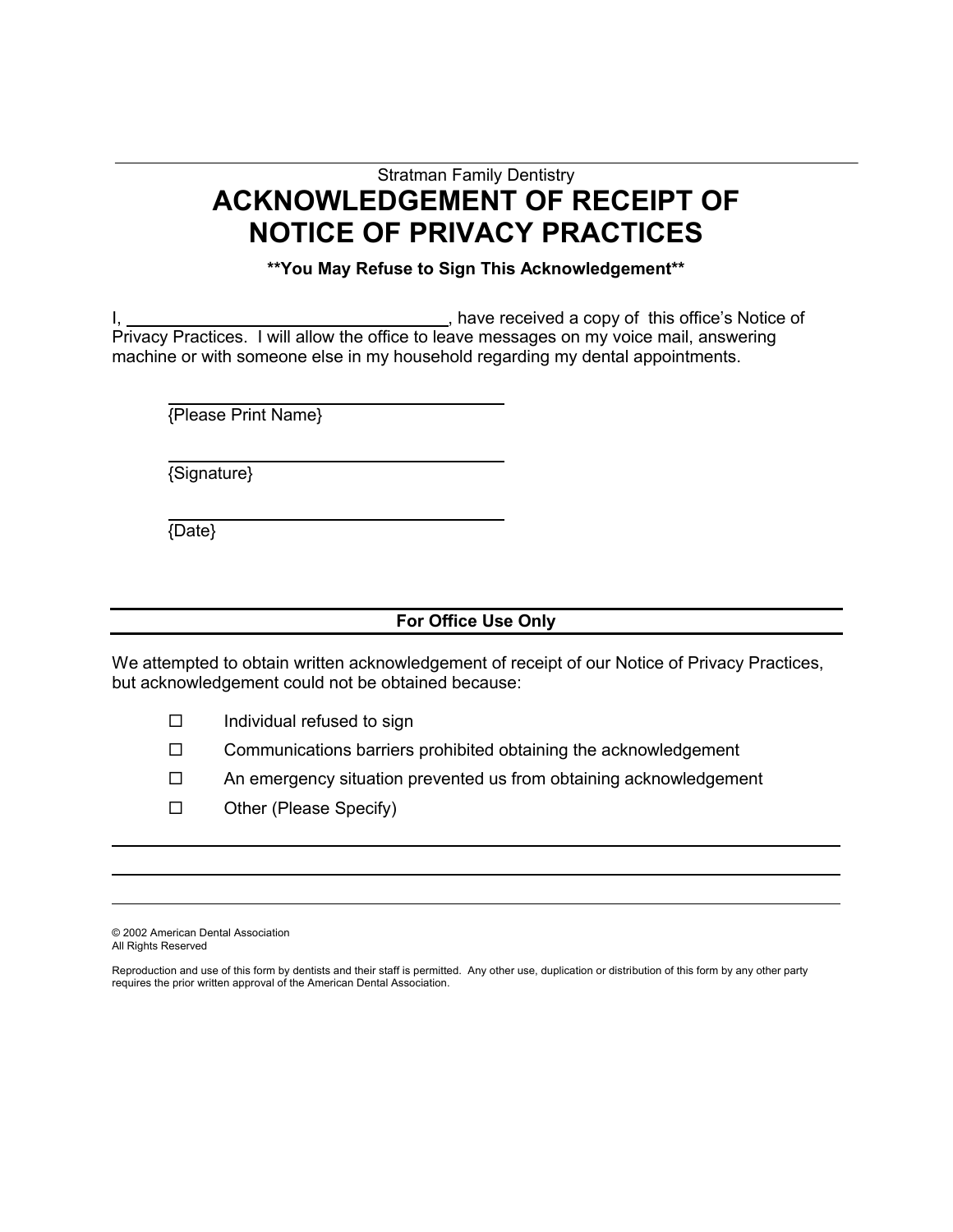Stratman Family Dentistry

# ACKNOWLEDGEMENT OF RECEIPT OF NOTICE OF PRIVACY PRACTICES

**\*\*You May Refuse to Sign This Acknowledgement\*\***

I, \_\_\_\_\_\_\_\_\_\_\_\_\_\_\_\_\_\_\_\_\_\_\_\_\_\_\_\_\_\_\_\_, have received a copy of this office's Notice of Privacy Practices. I will allow the office to leave messages on my voice mail, answering machine or with someone else in my household regarding my dental appointments.

\_\_\_\_\_\_\_\_\_\_\_\_\_\_\_\_\_\_\_\_\_\_\_\_\_\_\_\_\_\_\_\_\_\_\_\_\_\_\_\_

{Please Print Name}

\_\_\_\_\_\_\_\_\_\_\_\_\_\_\_\_\_\_\_\_\_\_\_\_\_\_\_\_\_\_\_\_\_\_\_\_\_\_\_\_

{Signature}

\_\_\_\_\_\_\_\_\_\_\_\_\_\_\_\_\_\_\_\_\_\_\_\_\_\_\_\_\_\_\_\_\_\_\_\_\_\_\_\_

{Date}

---

**For Office Use Only**

---

We attempted to obtain written acknowledgement of receipt of our Notice of Privacy Practices, but acknowledgement could not be obtained because:

- ☐ Individual refused to sign
- ☐ Communications barriers prohibited obtaining the acknowledgement
- ☐ An emergency situation prevented us from obtaining acknowledgement
- ☐ Other (Please Specify)

\_\_\_\_\_\_\_\_\_\_\_\_\_\_\_\_\_\_\_\_\_\_\_\_\_\_\_\_\_\_\_\_\_\_\_\_\_\_\_\_\_\_\_\_\_\_\_\_\_\_\_\_\_\_\_\_\_\_\_\_\_\_\_\_\_\_\_\_\_\_\_\_\_\_\_\_\_\_

\_\_\_\_\_\_\_\_\_\_\_\_\_\_\_\_\_\_\_\_\_\_\_\_\_\_\_\_\_\_\_\_\_\_\_\_\_\_\_\_\_\_\_\_\_\_\_\_\_\_\_\_\_\_\_\_\_\_\_\_\_\_\_\_\_\_\_\_\_\_\_\_\_\_\_\_\_\_

\_\_\_\_\_\_\_\_\_\_\_\_\_\_\_\_\_\_\_\_\_\_\_\_\_\_\_\_\_\_\_\_\_\_\_\_\_\_\_\_\_\_\_\_\_\_\_\_\_\_\_\_\_\_\_\_\_\_\_\_\_\_\_\_\_\_\_\_\_\_\_\_\_\_\_\_\_\_

© 2002 American Dental Association
All Rights Reserved

Reproduction and use of this form by dentists and their staff is permitted. Any other use, duplication or distribution of this form by any other party requires the prior written approval of the American Dental Association.